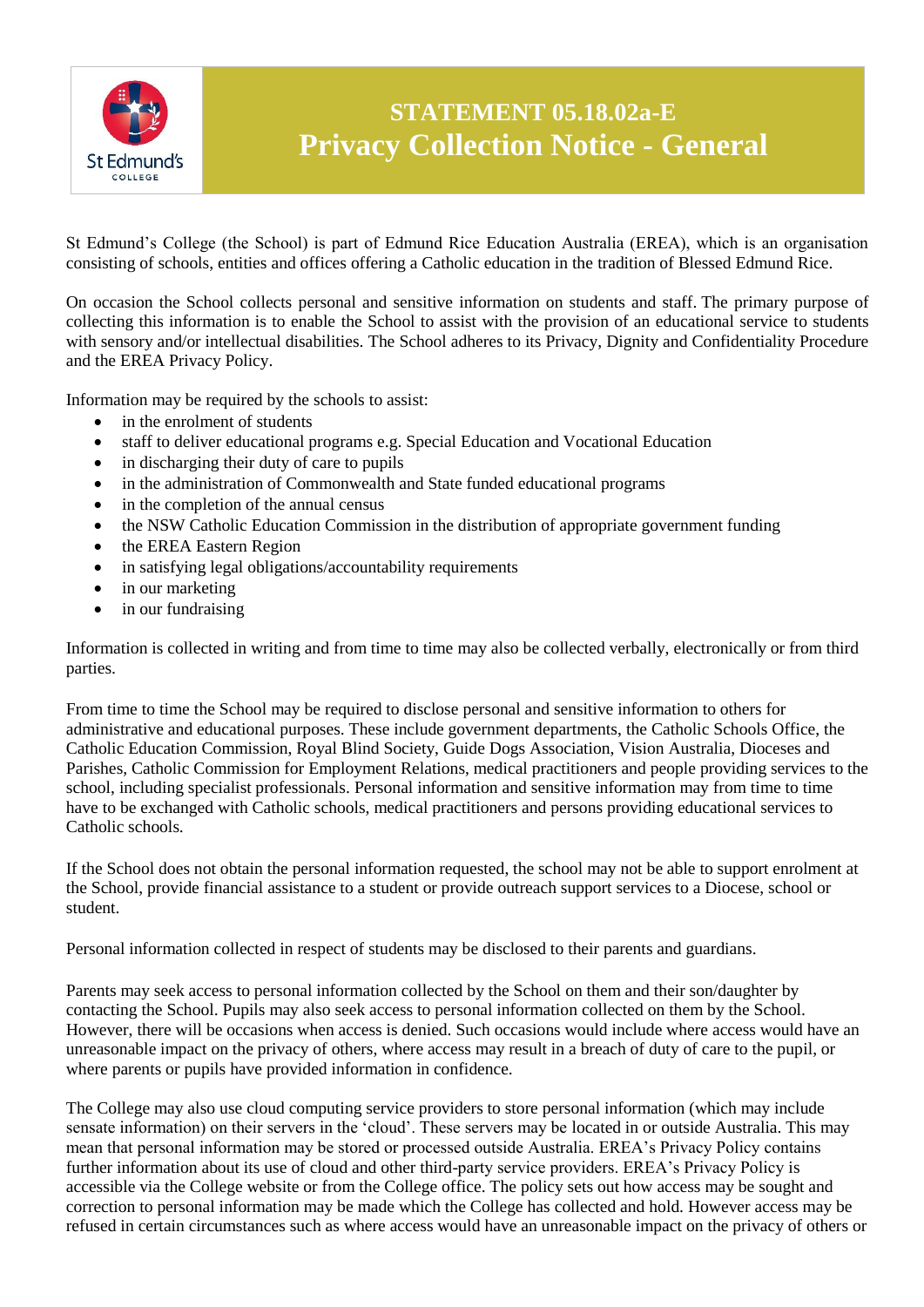# STATEMENT 05.18.02a-E
# Privacy Collection Notice - General

St Edmund's College (the School) is part of Edmund Rice Education Australia (EREA), which is an organisation consisting of schools, entities and offices offering a Catholic education in the tradition of Blessed Edmund Rice.

On occasion the School collects personal and sensitive information on students and staff. The primary purpose of collecting this information is to enable the School to assist with the provision of an educational service to students with sensory and/or intellectual disabilities. The School adheres to its Privacy, Dignity and Confidentiality Procedure and the EREA Privacy Policy.

Information may be required by the schools to assist:

- in the enrolment of students
- staff to deliver educational programs e.g. Special Education and Vocational Education
- in discharging their duty of care to pupils
- in the administration of Commonwealth and State funded educational programs
- in the completion of the annual census
- the NSW Catholic Education Commission in the distribution of appropriate government funding
- the EREA Eastern Region
- in satisfying legal obligations/accountability requirements
- in our marketing
- in our fundraising

Information is collected in writing and from time to time may also be collected verbally, electronically or from third parties.

From time to time the School may be required to disclose personal and sensitive information to others for administrative and educational purposes. These include government departments, the Catholic Schools Office, the Catholic Education Commission, Royal Blind Society, Guide Dogs Association, Vision Australia, Dioceses and Parishes, Catholic Commission for Employment Relations, medical practitioners and people providing services to the school, including specialist professionals. Personal information and sensitive information may from time to time have to be exchanged with Catholic schools, medical practitioners and persons providing educational services to Catholic schools.

If the School does not obtain the personal information requested, the school may not be able to support enrolment at the School, provide financial assistance to a student or provide outreach support services to a Diocese, school or student.

Personal information collected in respect of students may be disclosed to their parents and guardians.

Parents may seek access to personal information collected by the School on them and their son/daughter by contacting the School. Pupils may also seek access to personal information collected on them by the School. However, there will be occasions when access is denied. Such occasions would include where access would have an unreasonable impact on the privacy of others, where access may result in a breach of duty of care to the pupil, or where parents or pupils have provided information in confidence.

The College may also use cloud computing service providers to store personal information (which may include sensate information) on their servers in the 'cloud'. These servers may be located in or outside Australia. This may mean that personal information may be stored or processed outside Australia. EREA's Privacy Policy contains further information about its use of cloud and other third-party service providers. EREA's Privacy Policy is accessible via the College website or from the College office. The policy sets out how access may be sought and correction to personal information may be made which the College has collected and hold. However access may be refused in certain circumstances such as where access would have an unreasonable impact on the privacy of others or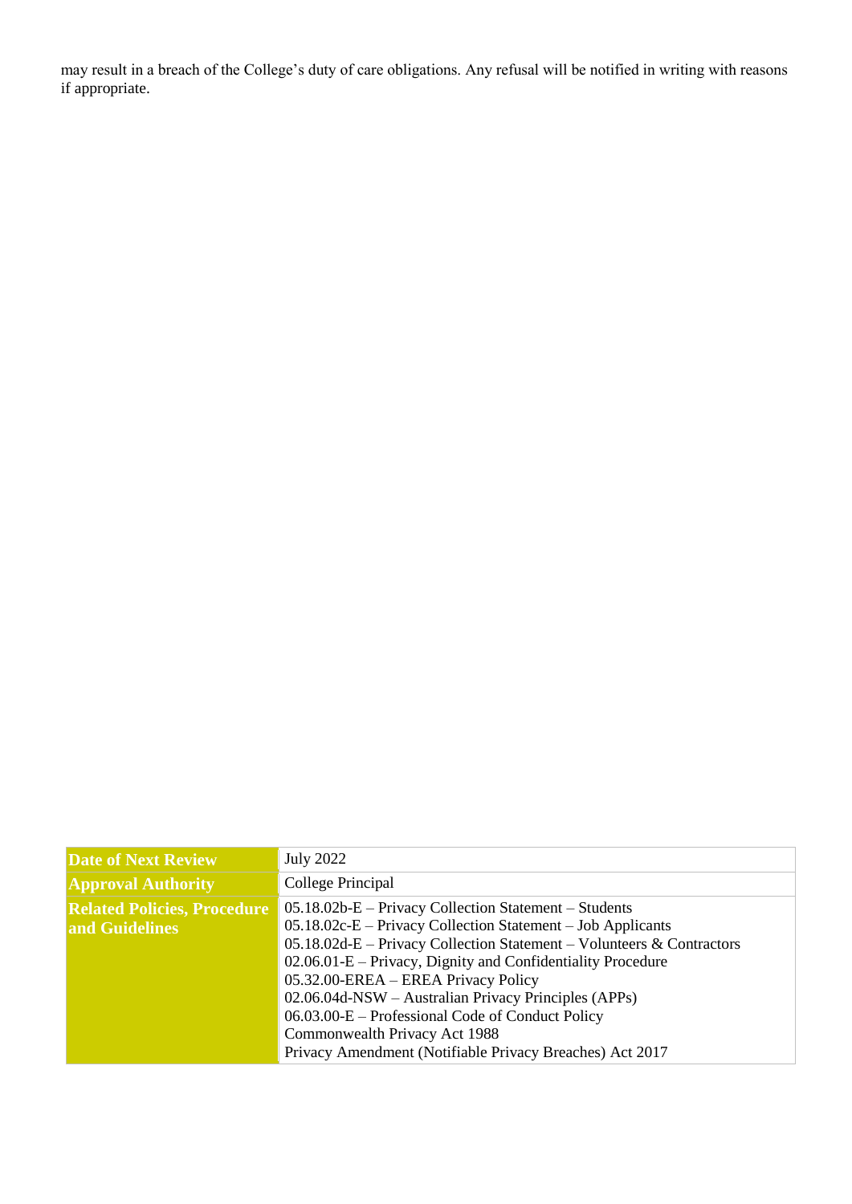may result in a breach of the College's duty of care obligations. Any refusal will be notified in writing with reasons if appropriate.

| | |
|---|---|
| **Date of Next Review** | July 2022 |
| **Approval Authority** | College Principal |
| **Related Policies, Procedure and Guidelines** | 05.18.02b-E – Privacy Collection Statement – Students<br>05.18.02c-E – Privacy Collection Statement – Job Applicants<br>05.18.02d-E – Privacy Collection Statement – Volunteers & Contractors<br>02.06.01-E – Privacy, Dignity and Confidentiality Procedure<br>05.32.00-EREA – EREA Privacy Policy<br>02.06.04d-NSW – Australian Privacy Principles (APPs)<br>06.03.00-E – Professional Code of Conduct Policy<br>Commonwealth Privacy Act 1988<br>Privacy Amendment (Notifiable Privacy Breaches) Act 2017 |